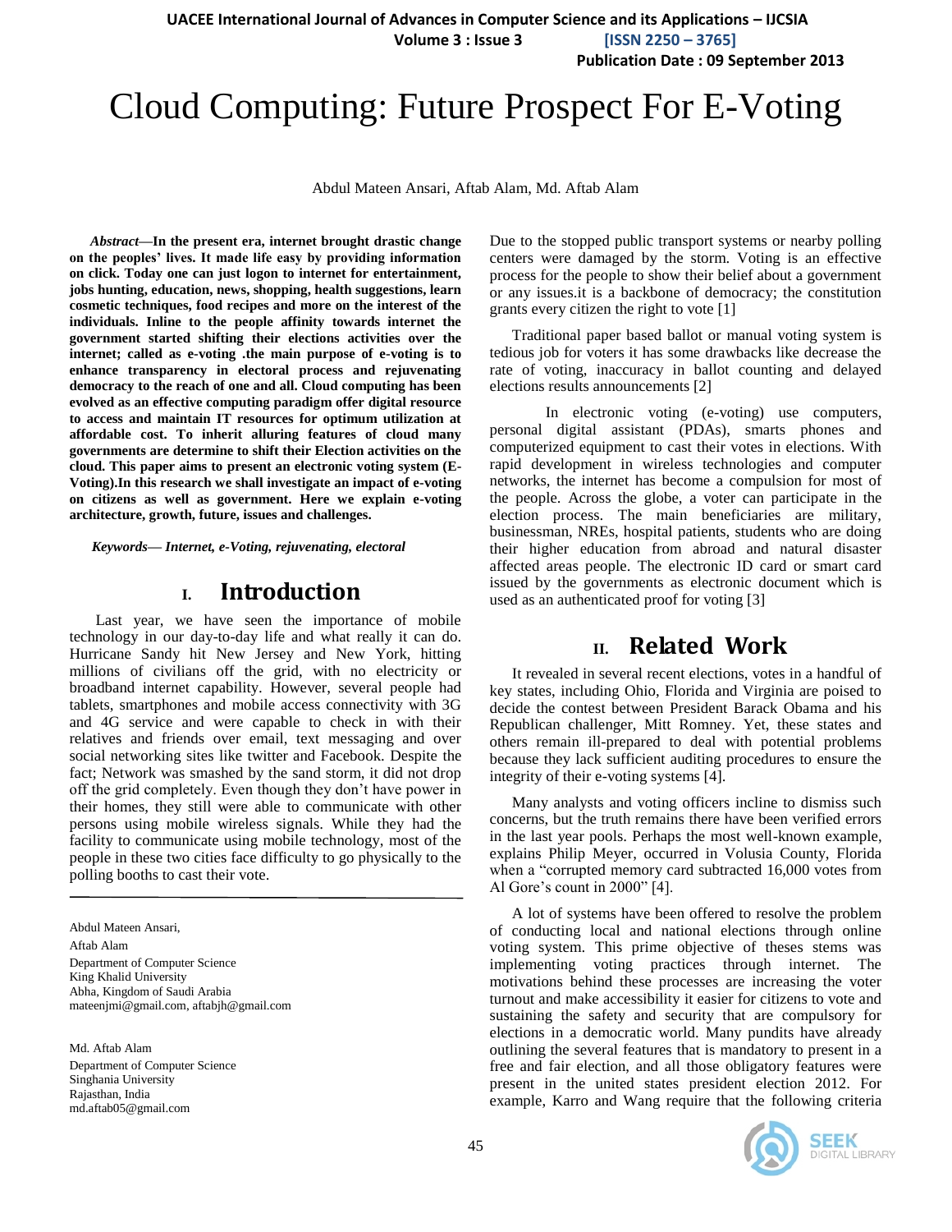# Cloud Computing: Future Prospect For E-Voting

Abdul Mateen Ansari, Aftab Alam, Md. Aftab Alam

***Abstract*—In the present era, internet brought drastic change on the peoples' lives. It made life easy by providing information on click. Today one can just logon to internet for entertainment, jobs hunting, education, news, shopping, health suggestions, learn cosmetic techniques, food recipes and more on the interest of the individuals. Inline to the people affinity towards internet the government started shifting their elections activities over the internet; called as e-voting .the main purpose of e-voting is to enhance transparency in electoral process and rejuvenating democracy to the reach of one and all. Cloud computing has been evolved as an effective computing paradigm offer digital resource to access and maintain IT resources for optimum utilization at affordable cost. To inherit alluring features of cloud many governments are determine to shift their Election activities on the cloud. This paper aims to present an electronic voting system (E-Voting).In this research we shall investigate an impact of e-voting on citizens as well as government. Here we explain e-voting architecture, growth, future, issues and challenges.**

***Keywords— Internet, e-Voting, rejuvenating, electoral***

## I. Introduction

Last year, we have seen the importance of mobile technology in our day-to-day life and what really it can do. Hurricane Sandy hit New Jersey and New York, hitting millions of civilians off the grid, with no electricity or broadband internet capability. However, several people had tablets, smartphones and mobile access connectivity with 3G and 4G service and were capable to check in with their relatives and friends over email, text messaging and over social networking sites like twitter and Facebook. Despite the fact; Network was smashed by the sand storm, it did not drop off the grid completely. Even though they don't have power in their homes, they still were able to communicate with other persons using mobile wireless signals. While they had the facility to communicate using mobile technology, most of the people in these two cities face difficulty to go physically to the polling booths to cast their vote. Due to the stopped public transport systems or nearby polling centers were damaged by the storm. Voting is an effective process for the people to show their belief about a government or any issues.it is a backbone of democracy; the constitution grants every citizen the right to vote [1]

Traditional paper based ballot or manual voting system is tedious job for voters it has some drawbacks like decrease the rate of voting, inaccuracy in ballot counting and delayed elections results announcements [2]

In electronic voting (e-voting) use computers, personal digital assistant (PDAs), smarts phones and computerized equipment to cast their votes in elections. With rapid development in wireless technologies and computer networks, the internet has become a compulsion for most of the people. Across the globe, a voter can participate in the election process. The main beneficiaries are military, businessman, NREs, hospital patients, students who are doing their higher education from abroad and natural disaster affected areas people. The electronic ID card or smart card issued by the governments as electronic document which is used as an authenticated proof for voting [3]

Abdul Mateen Ansari,
Aftab Alam
Department of Computer Science
King Khalid University
Abha, Kingdom of Saudi Arabia
mateenjmi@gmail.com, aftabjh@gmail.com

Md. Aftab Alam
Department of Computer Science
Singhania University
Rajasthan, India
md.aftab05@gmail.com

## II. Related Work

It revealed in several recent elections, votes in a handful of key states, including Ohio, Florida and Virginia are poised to decide the contest between President Barack Obama and his Republican challenger, Mitt Romney. Yet, these states and others remain ill-prepared to deal with potential problems because they lack sufficient auditing procedures to ensure the integrity of their e-voting systems [4].

Many analysts and voting officers incline to dismiss such concerns, but the truth remains there have been verified errors in the last year pools. Perhaps the most well-known example, explains Philip Meyer, occurred in Volusia County, Florida when a "corrupted memory card subtracted 16,000 votes from Al Gore's count in 2000" [4].

A lot of systems have been offered to resolve the problem of conducting local and national elections through online voting system. This prime objective of theses stems was implementing voting practices through internet. The motivations behind these processes are increasing the voter turnout and make accessibility it easier for citizens to vote and sustaining the safety and security that are compulsory for elections in a democratic world. Many pundits have already outlining the several features that is mandatory to present in a free and fair election, and all those obligatory features were present in the united states president election 2012. For example, Karro and Wang require that the following criteria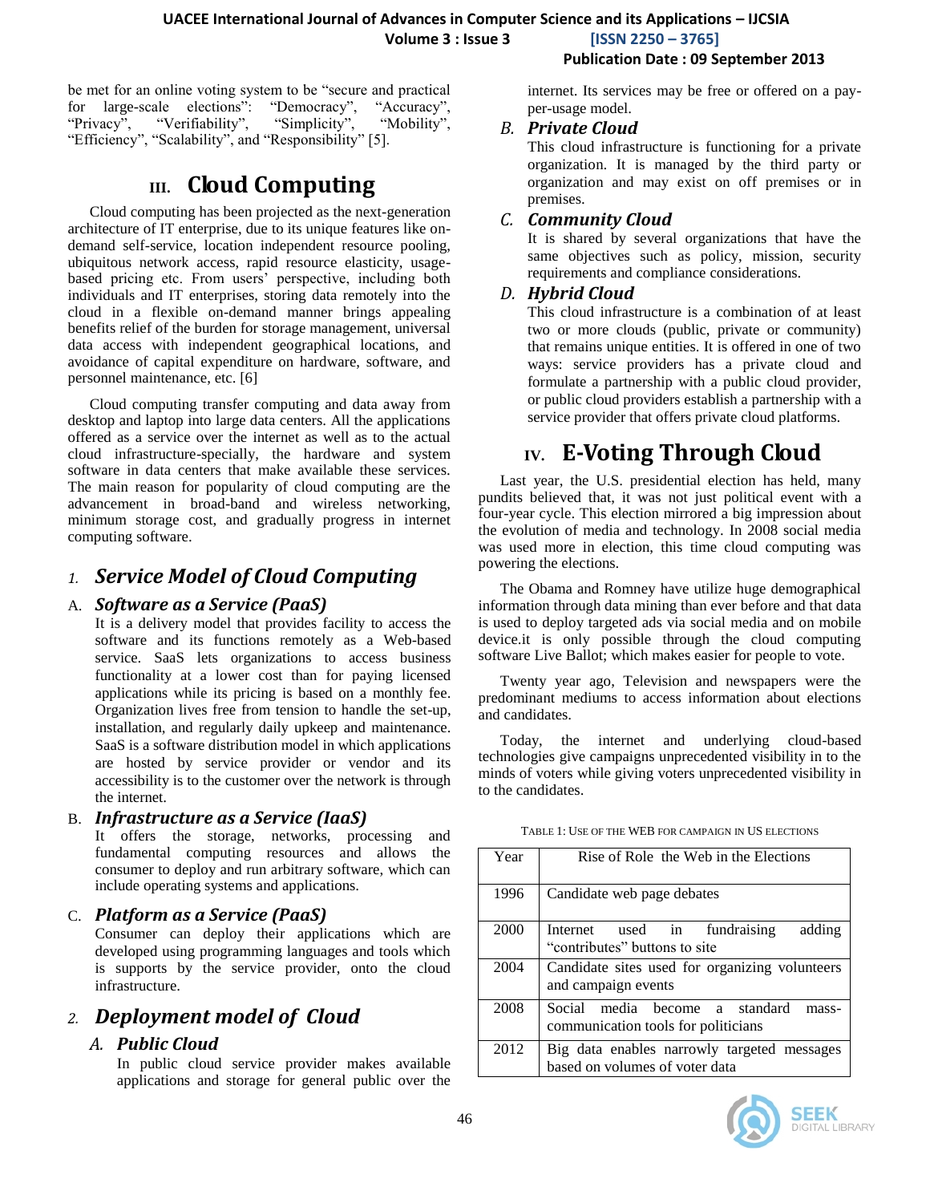be met for an online voting system to be "secure and practical for large-scale elections": "Democracy", "Accuracy", "Privacy", "Verifiability", "Simplicity", "Mobility", "Efficiency", "Scalability", and "Responsibility" [5].

# III. Cloud Computing

Cloud computing has been projected as the next-generation architecture of IT enterprise, due to its unique features like on-demand self-service, location independent resource pooling, ubiquitous network access, rapid resource elasticity, usage-based pricing etc. From users' perspective, including both individuals and IT enterprises, storing data remotely into the cloud in a flexible on-demand manner brings appealing benefits relief of the burden for storage management, universal data access with independent geographical locations, and avoidance of capital expenditure on hardware, software, and personnel maintenance, etc. [6]

Cloud computing transfer computing and data away from desktop and laptop into large data centers. All the applications offered as a service over the internet as well as to the actual cloud infrastructure-specially, the hardware and system software in data centers that make available these services. The main reason for popularity of cloud computing are the advancement in broad-band and wireless networking, minimum storage cost, and gradually progress in internet computing software.

## 1. Service Model of Cloud Computing

### A. Software as a Service (PaaS)

It is a delivery model that provides facility to access the software and its functions remotely as a Web-based service. SaaS lets organizations to access business functionality at a lower cost than for paying licensed applications while its pricing is based on a monthly fee. Organization lives free from tension to handle the set-up, installation, and regularly daily upkeep and maintenance. SaaS is a software distribution model in which applications are hosted by service provider or vendor and its accessibility is to the customer over the network is through the internet.

### B. Infrastructure as a Service (IaaS)

It offers the storage, networks, processing and fundamental computing resources and allows the consumer to deploy and run arbitrary software, which can include operating systems and applications.

### C. Platform as a Service (PaaS)

Consumer can deploy their applications which are developed using programming languages and tools which is supports by the service provider, onto the cloud infrastructure.

## 2. Deployment model of Cloud

### A. Public Cloud

In public cloud service provider makes available applications and storage for general public over the internet. Its services may be free or offered on a pay-per-usage model.

### B. Private Cloud

This cloud infrastructure is functioning for a private organization. It is managed by the third party or organization and may exist on off premises or in premises.

### C. Community Cloud

It is shared by several organizations that have the same objectives such as policy, mission, security requirements and compliance considerations.

### D. Hybrid Cloud

This cloud infrastructure is a combination of at least two or more clouds (public, private or community) that remains unique entities. It is offered in one of two ways: service providers has a private cloud and formulate a partnership with a public cloud provider, or public cloud providers establish a partnership with a service provider that offers private cloud platforms.

# IV. E-Voting Through Cloud

Last year, the U.S. presidential election has held, many pundits believed that, it was not just political event with a four-year cycle. This election mirrored a big impression about the evolution of media and technology. In 2008 social media was used more in election, this time cloud computing was powering the elections.

The Obama and Romney have utilize huge demographical information through data mining than ever before and that data is used to deploy targeted ads via social media and on mobile device.it is only possible through the cloud computing software Live Ballot; which makes easier for people to vote.

Twenty year ago, Television and newspapers were the predominant mediums to access information about elections and candidates.

Today, the internet and underlying cloud-based technologies give campaigns unprecedented visibility in to the minds of voters while giving voters unprecedented visibility in to the candidates.

TABLE 1: USE OF THE WEB FOR CAMPAIGN IN US ELECTIONS

| Year | Rise of Role the Web in the Elections |
|---|---|
| 1996 | Candidate web page debates |
| 2000 | Internet used in fundraising adding "contributes" buttons to site |
| 2004 | Candidate sites used for organizing volunteers and campaign events |
| 2008 | Social media become a standard mass-communication tools for politicians |
| 2012 | Big data enables narrowly targeted messages based on volumes of voter data |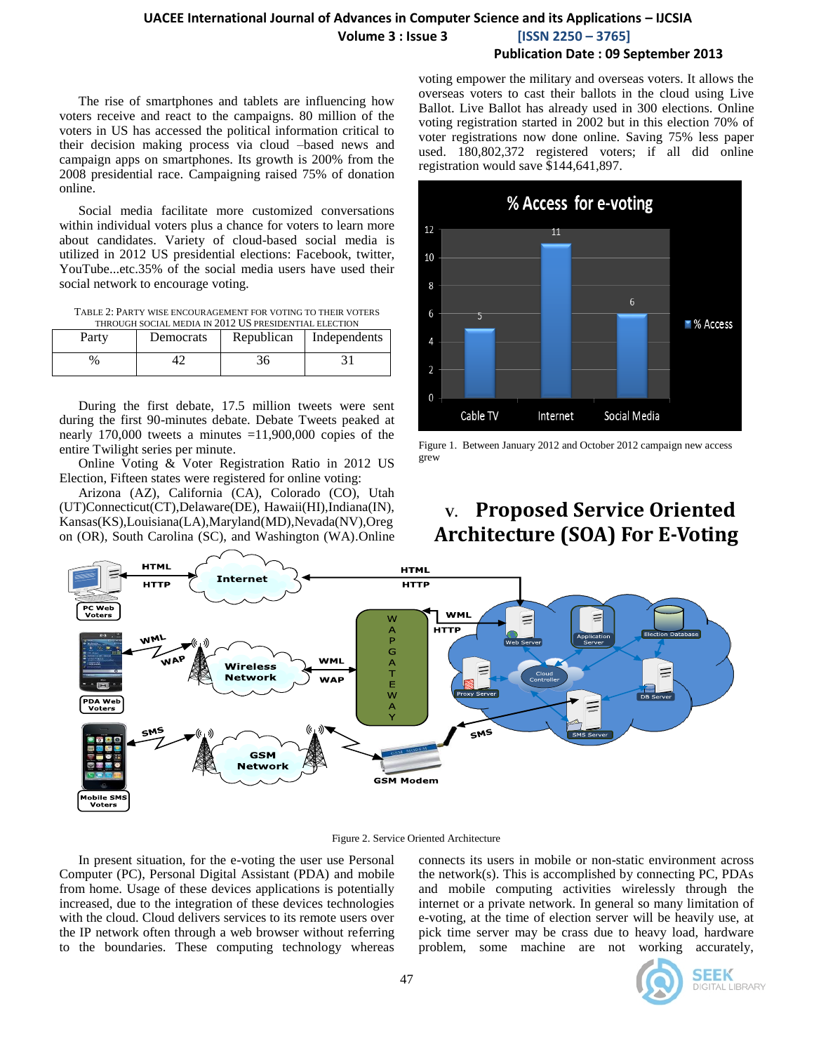The rise of smartphones and tablets are influencing how voters receive and react to the campaigns. 80 million of the voters in US has accessed the political information critical to their decision making process via cloud –based news and campaign apps on smartphones. Its growth is 200% from the 2008 presidential race. Campaigning raised 75% of donation online.

Social media facilitate more customized conversations within individual voters plus a chance for voters to learn more about candidates. Variety of cloud-based social media is utilized in 2012 US presidential elections: Facebook, twitter, YouTube...etc.35% of the social media users have used their social network to encourage voting.

TABLE 2: PARTY WISE ENCOURAGEMENT FOR VOTING TO THEIR VOTERS THROUGH SOCIAL MEDIA IN 2012 US PRESIDENTIAL ELECTION

| Party | Democrats | Republican | Independents |
|---|---|---|---|
| % | 42 | 36 | 31 |

During the first debate, 17.5 million tweets were sent during the first 90-minutes debate. Debate Tweets peaked at nearly 170,000 tweets a minute =11,900,000 copies of the entire Twilight series per minute.

Online Voting & Voter Registration Ratio in 2012 US Election, Fifteen states were registered for online voting:

Arizona (AZ), California (CA), Colorado (CO), Utah (UT)Connecticut(CT),Delaware(DE), Hawaii(HI),Indiana(IN), Kansas(KS),Louisiana(LA),Maryland(MD),Nevada(NV),Oregon (OR), South Carolina (SC), and Washington (WA).Online voting empower the military and overseas voters. It allows the overseas voters to cast their ballots in the cloud using Live Ballot. Live Ballot has already used in 300 elections. Online voting registration started in 2002 but in this election 70% of voter registrations now done online. Saving 75% less paper used. 180,802,372 registered voters; if all did online registration would save $144,641,897.

Figure 1. Between January 2012 and October 2012 campaign new access grew

## V. Proposed Service Oriented Architecture (SOA) For E-Voting

Figure 2. Service Oriented Architecture

In present situation, for the e-voting the user use Personal Computer (PC), Personal Digital Assistant (PDA) and mobile from home. Usage of these devices applications is potentially increased, due to the integration of these devices technologies with the cloud. Cloud delivers services to its remote users over the IP network often through a web browser without referring to the boundaries. These computing technology whereas connects its users in mobile or non-static environment across the network(s). This is accomplished by connecting PC, PDAs and mobile computing activities wirelessly through the internet or a private network. In general so many limitation of e-voting, at the time of election server will be heavily use, at pick time server may be crass due to heavy load, hardware problem, some machine are not working accurately,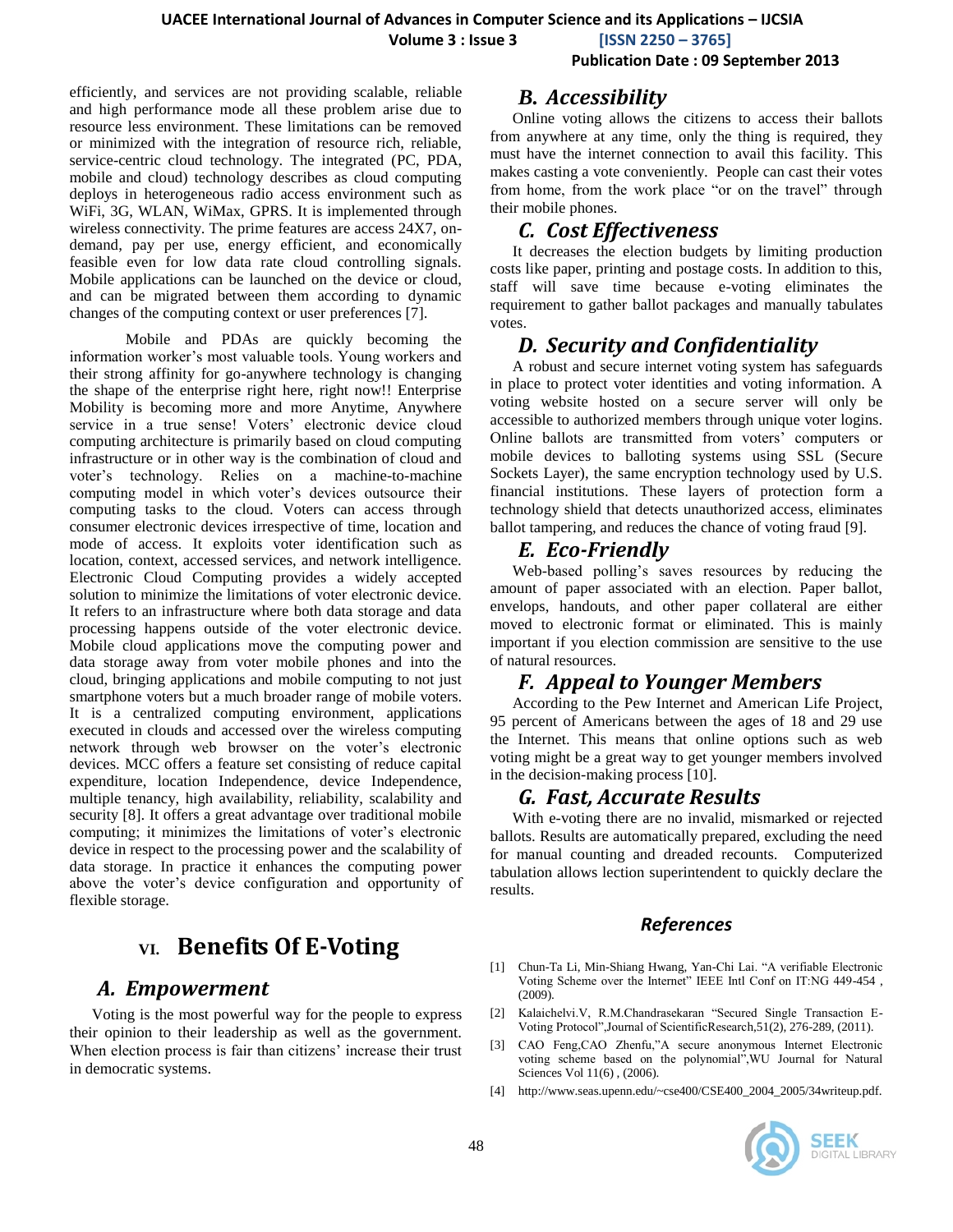efficiently, and services are not providing scalable, reliable and high performance mode all these problem arise due to resource less environment. These limitations can be removed or minimized with the integration of resource rich, reliable, service-centric cloud technology. The integrated (PC, PDA, mobile and cloud) technology describes as cloud computing deploys in heterogeneous radio access environment such as WiFi, 3G, WLAN, WiMax, GPRS. It is implemented through wireless connectivity. The prime features are access 24X7, on-demand, pay per use, energy efficient, and economically feasible even for low data rate cloud controlling signals. Mobile applications can be launched on the device or cloud, and can be migrated between them according to dynamic changes of the computing context or user preferences [7].

Mobile and PDAs are quickly becoming the information worker's most valuable tools. Young workers and their strong affinity for go-anywhere technology is changing the shape of the enterprise right here, right now!! Enterprise Mobility is becoming more and more Anytime, Anywhere service in a true sense! Voters' electronic device cloud computing architecture is primarily based on cloud computing infrastructure or in other way is the combination of cloud and voter's technology. Relies on a machine-to-machine computing model in which voter's devices outsource their computing tasks to the cloud. Voters can access through consumer electronic devices irrespective of time, location and mode of access. It exploits voter identification such as location, context, accessed services, and network intelligence. Electronic Cloud Computing provides a widely accepted solution to minimize the limitations of voter electronic device. It refers to an infrastructure where both data storage and data processing happens outside of the voter electronic device. Mobile cloud applications move the computing power and data storage away from voter mobile phones and into the cloud, bringing applications and mobile computing to not just smartphone voters but a much broader range of mobile voters. It is a centralized computing environment, applications executed in clouds and accessed over the wireless computing network through web browser on the voter's electronic devices. MCC offers a feature set consisting of reduce capital expenditure, location Independence, device Independence, multiple tenancy, high availability, reliability, scalability and security [8]. It offers a great advantage over traditional mobile computing; it minimizes the limitations of voter's electronic device in respect to the processing power and the scalability of data storage. In practice it enhances the computing power above the voter's device configuration and opportunity of flexible storage.

# VI. Benefits Of E-Voting

## A. Empowerment

Voting is the most powerful way for the people to express their opinion to their leadership as well as the government. When election process is fair than citizens' increase their trust in democratic systems.

## B. Accessibility

Online voting allows the citizens to access their ballots from anywhere at any time, only the thing is required, they must have the internet connection to avail this facility. This makes casting a vote conveniently. People can cast their votes from home, from the work place "or on the travel" through their mobile phones.

## C. Cost Effectiveness

It decreases the election budgets by limiting production costs like paper, printing and postage costs. In addition to this, staff will save time because e-voting eliminates the requirement to gather ballot packages and manually tabulates votes.

## D. Security and Confidentiality

A robust and secure internet voting system has safeguards in place to protect voter identities and voting information. A voting website hosted on a secure server will only be accessible to authorized members through unique voter logins. Online ballots are transmitted from voters' computers or mobile devices to balloting systems using SSL (Secure Sockets Layer), the same encryption technology used by U.S. financial institutions. These layers of protection form a technology shield that detects unauthorized access, eliminates ballot tampering, and reduces the chance of voting fraud [9].

## E. Eco-Friendly

Web-based polling's saves resources by reducing the amount of paper associated with an election. Paper ballot, envelops, handouts, and other paper collateral are either moved to electronic format or eliminated. This is mainly important if you election commission are sensitive to the use of natural resources.

## F. Appeal to Younger Members

According to the Pew Internet and American Life Project, 95 percent of Americans between the ages of 18 and 29 use the Internet. This means that online options such as web voting might be a great way to get younger members involved in the decision-making process [10].

## G. Fast, Accurate Results

With e-voting there are no invalid, mismarked or rejected ballots. Results are automatically prepared, excluding the need for manual counting and dreaded recounts. Computerized tabulation allows lection superintendent to quickly declare the results.

### References

[1] Chun-Ta Li, Min-Shiang Hwang, Yan-Chi Lai. "A verifiable Electronic Voting Scheme over the Internet" IEEE Intl Conf on IT:NG 449-454 , (2009).

[2] Kalaichelvi.V, R.M.Chandrasekaran "Secured Single Transaction E-Voting Protocol",Journal of ScientificResearch,51(2), 276-289, (2011).

[3] CAO Feng,CAO Zhenfu,"A secure anonymous Internet Electronic voting scheme based on the polynomial",WU Journal for Natural Sciences Vol 11(6) , (2006).

[4] http://www.seas.upenn.edu/~cse400/CSE400_2004_2005/34writeup.pdf.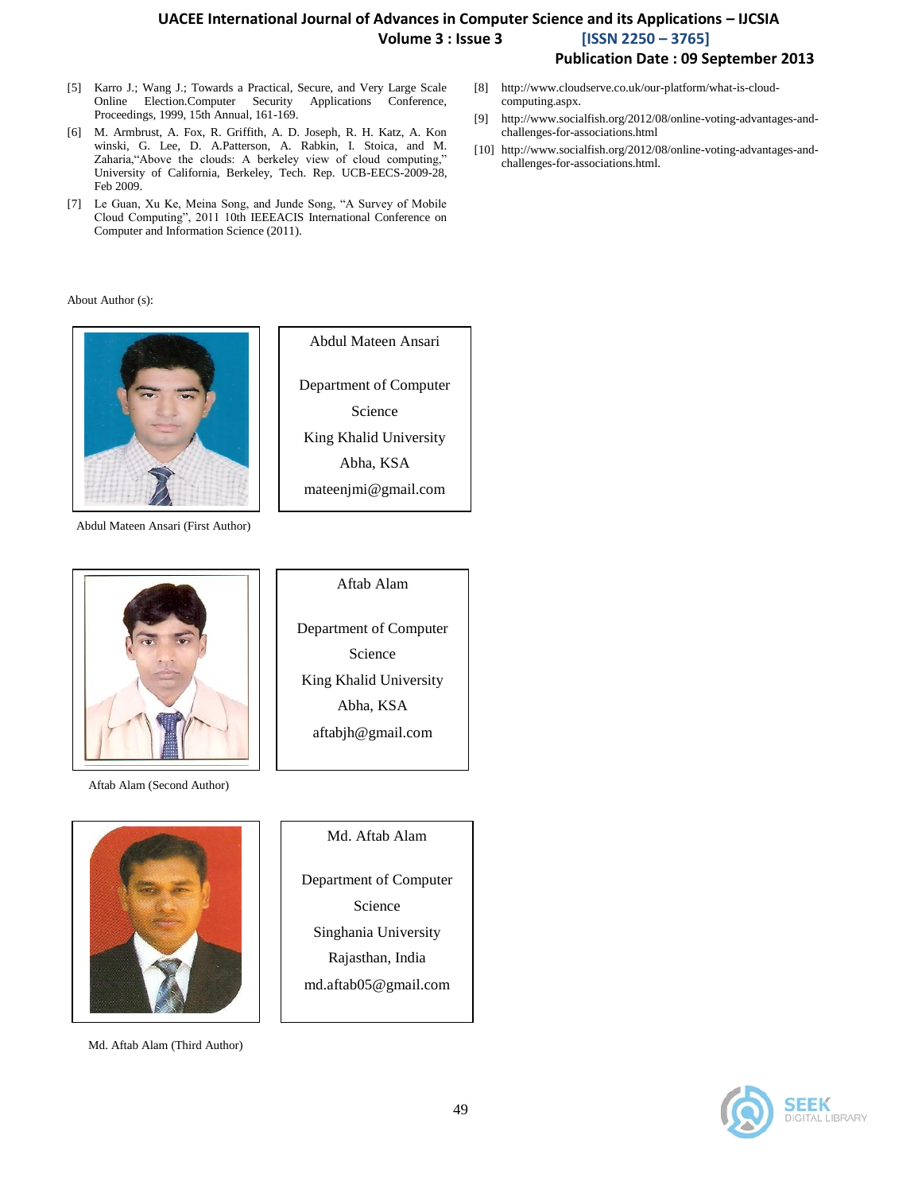[5] Karro J.; Wang J.; Towards a Practical, Secure, and Very Large Scale Online Election.Computer Security Applications Conference, Proceedings, 1999, 15th Annual, 161-169.

[6] M. Armbrust, A. Fox, R. Griffith, A. D. Joseph, R. H. Katz, A. Kon winski, G. Lee, D. A.Patterson, A. Rabkin, I. Stoica, and M. Zaharia,"Above the clouds: A berkeley view of cloud computing," University of California, Berkeley, Tech. Rep. UCB-EECS-2009-28, Feb 2009.

[7] Le Guan, Xu Ke, Meina Song, and Junde Song, "A Survey of Mobile Cloud Computing", 2011 10th IEEEACIS International Conference on Computer and Information Science (2011).

[8] http://www.cloudserve.co.uk/our-platform/what-is-cloud-computing.aspx.

[9] http://www.socialfish.org/2012/08/online-voting-advantages-and-challenges-for-associations.html

[10] http://www.socialfish.org/2012/08/online-voting-advantages-and-challenges-for-associations.html.

About Author (s):

Abdul Mateen Ansari

Department of Computer Science

King Khalid University

Abha, KSA

mateenjmi@gmail.com

Abdul Mateen Ansari (First Author)

Aftab Alam

Department of Computer Science

King Khalid University

Abha, KSA

aftabjh@gmail.com

Aftab Alam (Second Author)

Md. Aftab Alam

Department of Computer Science

Singhania University

Rajasthan, India

md.aftab05@gmail.com

Md. Aftab Alam (Third Author)